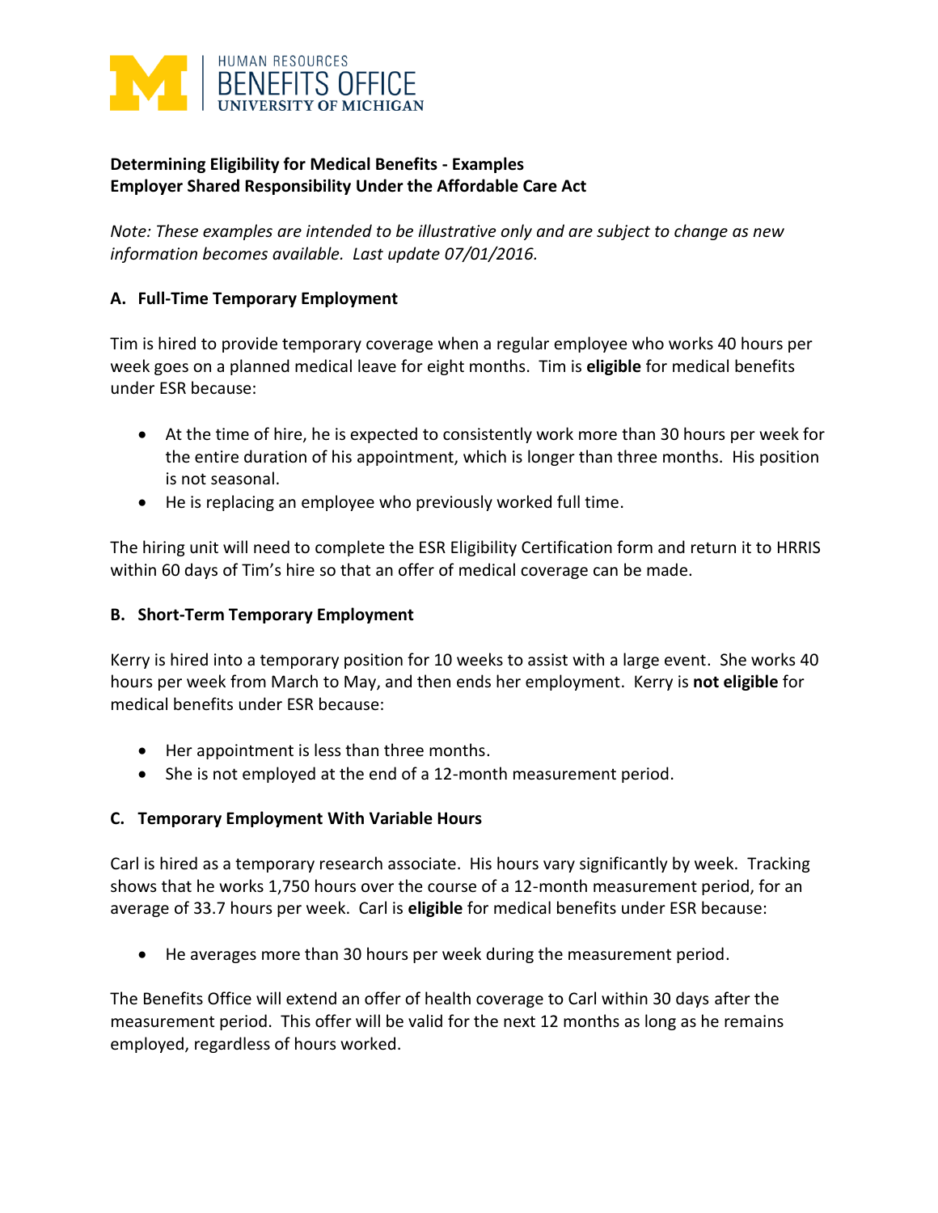HUMAN RESOURCES
BENEFITS OFFICE
UNIVERSITY OF MICHIGAN

**Determining Eligibility for Medical Benefits - Examples**
**Employer Shared Responsibility Under the Affordable Care Act**

*Note: These examples are intended to be illustrative only and are subject to change as new information becomes available. Last update 07/01/2016.*

### A. Full-Time Temporary Employment

Tim is hired to provide temporary coverage when a regular employee who works 40 hours per week goes on a planned medical leave for eight months. Tim is **eligible** for medical benefits under ESR because:

- At the time of hire, he is expected to consistently work more than 30 hours per week for the entire duration of his appointment, which is longer than three months. His position is not seasonal.
- He is replacing an employee who previously worked full time.

The hiring unit will need to complete the ESR Eligibility Certification form and return it to HRRIS within 60 days of Tim's hire so that an offer of medical coverage can be made.

### B. Short-Term Temporary Employment

Kerry is hired into a temporary position for 10 weeks to assist with a large event. She works 40 hours per week from March to May, and then ends her employment. Kerry is **not eligible** for medical benefits under ESR because:

- Her appointment is less than three months.
- She is not employed at the end of a 12-month measurement period.

### C. Temporary Employment With Variable Hours

Carl is hired as a temporary research associate. His hours vary significantly by week. Tracking shows that he works 1,750 hours over the course of a 12-month measurement period, for an average of 33.7 hours per week. Carl is **eligible** for medical benefits under ESR because:

- He averages more than 30 hours per week during the measurement period.

The Benefits Office will extend an offer of health coverage to Carl within 30 days after the measurement period. This offer will be valid for the next 12 months as long as he remains employed, regardless of hours worked.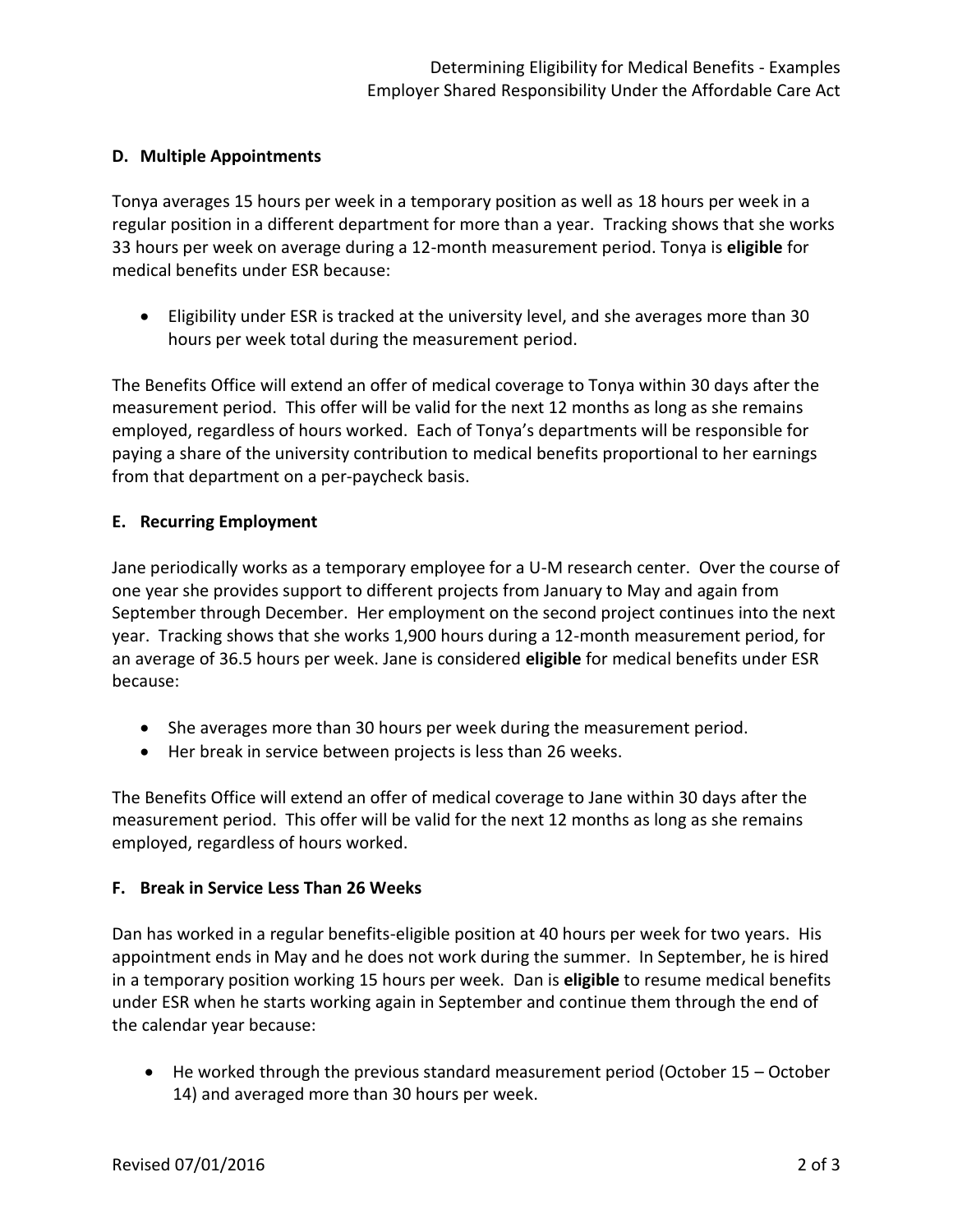### D. Multiple Appointments

Tonya averages 15 hours per week in a temporary position as well as 18 hours per week in a regular position in a different department for more than a year. Tracking shows that she works 33 hours per week on average during a 12-month measurement period. Tonya is **eligible** for medical benefits under ESR because:

- Eligibility under ESR is tracked at the university level, and she averages more than 30 hours per week total during the measurement period.

The Benefits Office will extend an offer of medical coverage to Tonya within 30 days after the measurement period. This offer will be valid for the next 12 months as long as she remains employed, regardless of hours worked. Each of Tonya's departments will be responsible for paying a share of the university contribution to medical benefits proportional to her earnings from that department on a per-paycheck basis.

### E. Recurring Employment

Jane periodically works as a temporary employee for a U-M research center. Over the course of one year she provides support to different projects from January to May and again from September through December. Her employment on the second project continues into the next year. Tracking shows that she works 1,900 hours during a 12-month measurement period, for an average of 36.5 hours per week. Jane is considered **eligible** for medical benefits under ESR because:

- She averages more than 30 hours per week during the measurement period.
- Her break in service between projects is less than 26 weeks.

The Benefits Office will extend an offer of medical coverage to Jane within 30 days after the measurement period. This offer will be valid for the next 12 months as long as she remains employed, regardless of hours worked.

### F. Break in Service Less Than 26 Weeks

Dan has worked in a regular benefits-eligible position at 40 hours per week for two years. His appointment ends in May and he does not work during the summer. In September, he is hired in a temporary position working 15 hours per week. Dan is **eligible** to resume medical benefits under ESR when he starts working again in September and continue them through the end of the calendar year because:

- He worked through the previous standard measurement period (October 15 – October 14) and averaged more than 30 hours per week.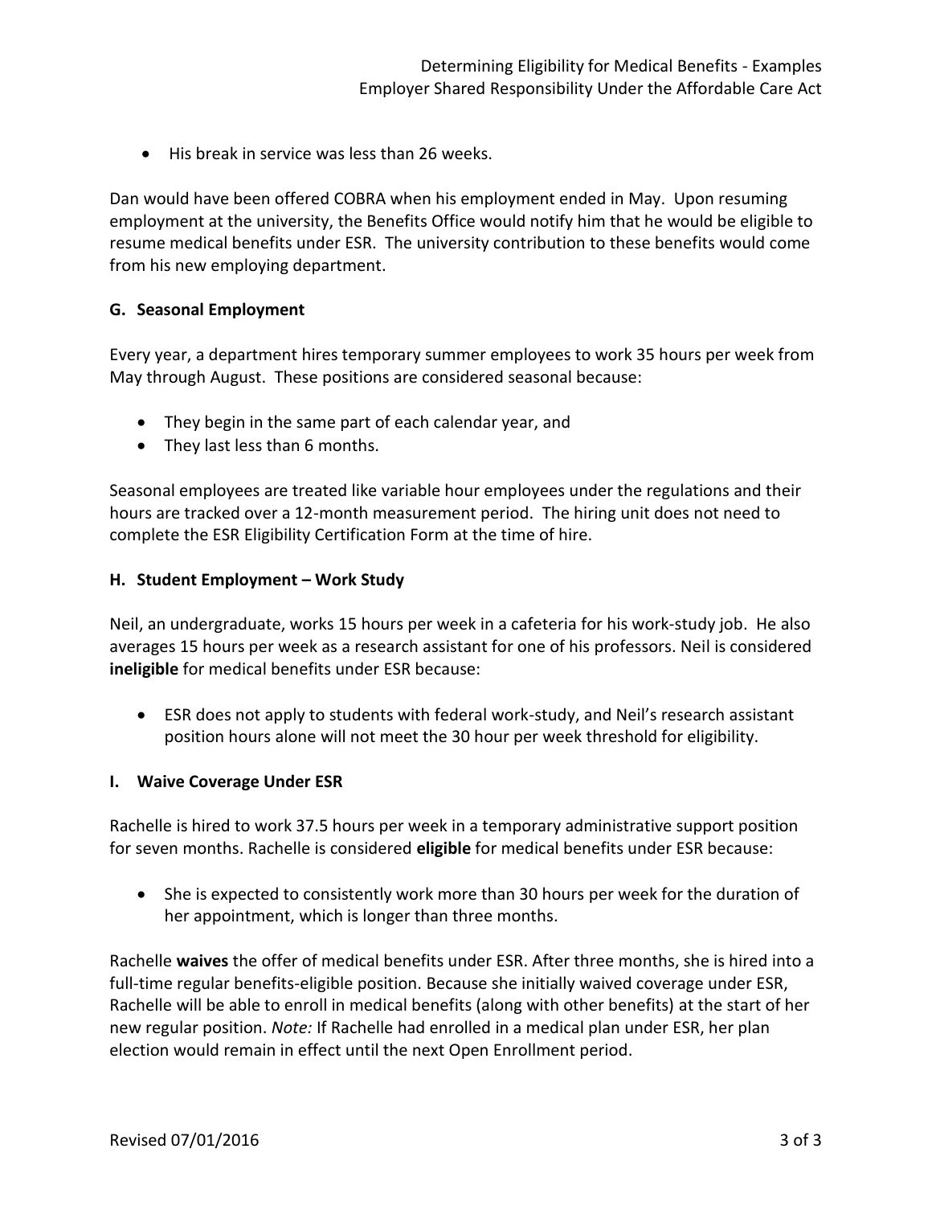- His break in service was less than 26 weeks.

Dan would have been offered COBRA when his employment ended in May. Upon resuming employment at the university, the Benefits Office would notify him that he would be eligible to resume medical benefits under ESR. The university contribution to these benefits would come from his new employing department.

### G. Seasonal Employment

Every year, a department hires temporary summer employees to work 35 hours per week from May through August. These positions are considered seasonal because:

- They begin in the same part of each calendar year, and
- They last less than 6 months.

Seasonal employees are treated like variable hour employees under the regulations and their hours are tracked over a 12-month measurement period. The hiring unit does not need to complete the ESR Eligibility Certification Form at the time of hire.

### H. Student Employment – Work Study

Neil, an undergraduate, works 15 hours per week in a cafeteria for his work-study job. He also averages 15 hours per week as a research assistant for one of his professors. Neil is considered **ineligible** for medical benefits under ESR because:

- ESR does not apply to students with federal work-study, and Neil's research assistant position hours alone will not meet the 30 hour per week threshold for eligibility.

### I. Waive Coverage Under ESR

Rachelle is hired to work 37.5 hours per week in a temporary administrative support position for seven months. Rachelle is considered **eligible** for medical benefits under ESR because:

- She is expected to consistently work more than 30 hours per week for the duration of her appointment, which is longer than three months.

Rachelle **waives** the offer of medical benefits under ESR. After three months, she is hired into a full-time regular benefits-eligible position. Because she initially waived coverage under ESR, Rachelle will be able to enroll in medical benefits (along with other benefits) at the start of her new regular position. *Note:* If Rachelle had enrolled in a medical plan under ESR, her plan election would remain in effect until the next Open Enrollment period.

Revised 07/01/2016